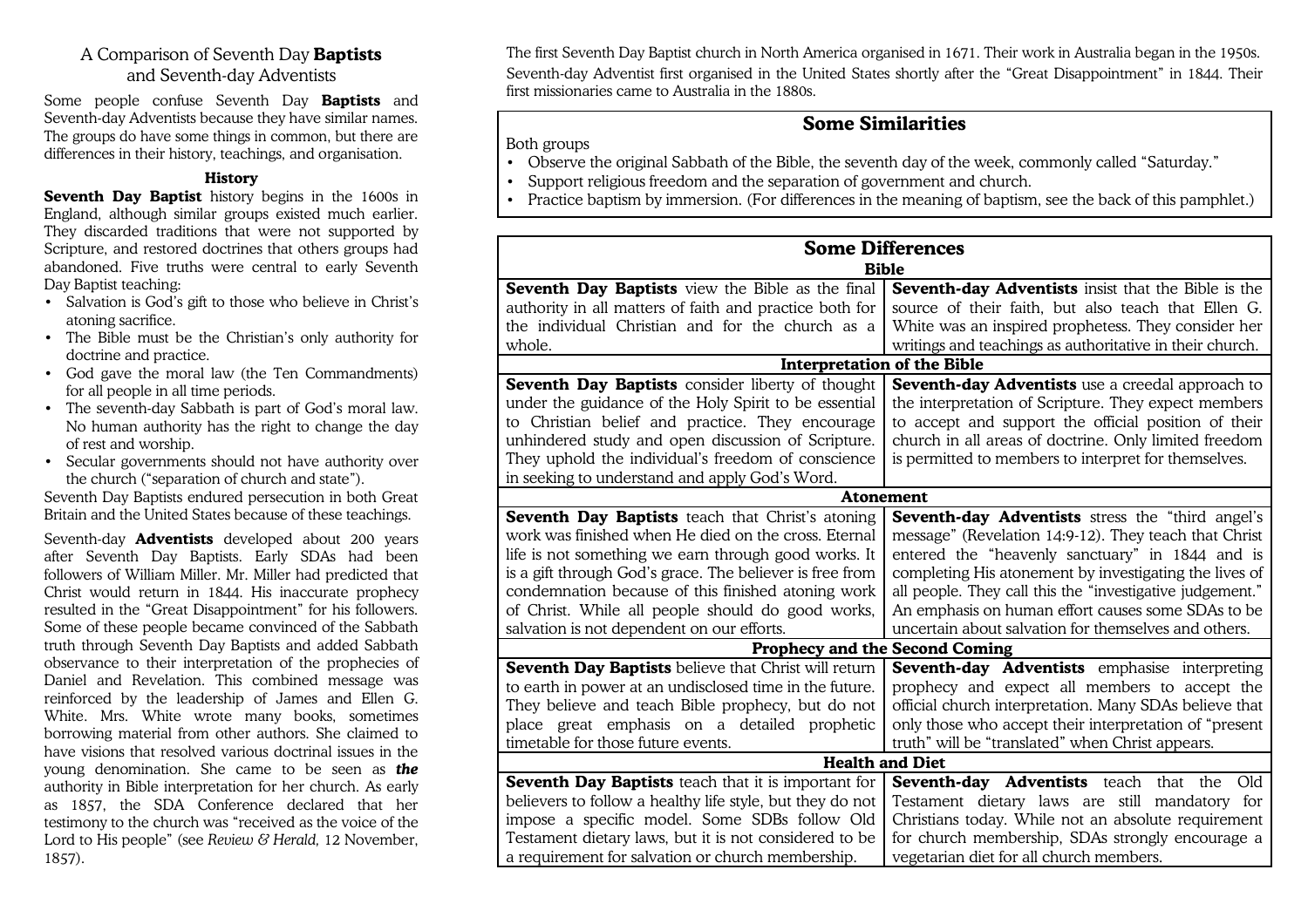# A Comparison of Seventh Day **Baptists** and Seventh-day Adventists

Some people confuse Seventh Day **Baptists** and Seventh-day Adventists because they have similar names. The groups do have some things in common, but there are differences in their history, teachings, and organisation.

### History

**Seventh Day Baptist** history begins in the 1600s in England, although similar groups existed much earlier. They discarded traditions that were not supported by Scripture, and restored doctrines that others groups had abandoned. Five truths were central to early Seventh Day Baptist teaching:

- Salvation is God's gift to those who believe in Christ's atoning sacrifice.
- The Bible must be the Christian's only authority for doctrine and practice.
- God gave the moral law (the Ten Commandments) for all people in all time periods.
- The seventh-day Sabbath is part of God's moral law. No human authority has the right to change the day of rest and worship.
- Secular governments should not have authority over the church ("separation of church and state").

Seventh Day Baptists endured persecution in both Great Britain and the United States because of these teachings.

Seventh-day **Adventists** developed about 200 years after Seventh Day Baptists. Early SDAs had been followers of William Miller. Mr. Miller had predicted that Christ would return in 1844. His inaccurate prophecy resulted in the "Great Disappointment" for his followers. Some of these people became convinced of the Sabbath truth through Seventh Day Baptists and added Sabbath observance to their interpretation of the prophecies of Daniel and Revelation. This combined message was reinforced by the leadership of James and Ellen G. White. Mrs. White wrote many books, sometimes borrowing material from other authors. She claimed to have visions that resolved various doctrinal issues in the young denomination. She came to be seen as ***the*** authority in Bible interpretation for her church. As early as 1857, the SDA Conference declared that her testimony to the church was "received as the voice of the Lord to His people" (see *Review & Herald*, 12 November, 1857).

The first Seventh Day Baptist church in North America organised in 1671. Their work in Australia began in the 1950s.

Seventh-day Adventist first organised in the United States shortly after the "Great Disappointment" in 1844. Their first missionaries came to Australia in the 1880s.

## Some Similarities

Both groups

- Observe the original Sabbath of the Bible, the seventh day of the week, commonly called "Saturday."
- Support religious freedom and the separation of government and church.
- Practice baptism by immersion. (For differences in the meaning of baptism, see the back of this pamphlet.)

## Some Differences

| Seventh Day Baptists | Seventh-day Adventists |
|---|---|
| **Bible** | |
| **Seventh Day Baptists** view the Bible as the final authority in all matters of faith and practice both for the individual Christian and for the church as a whole. | **Seventh-day Adventists** insist that the Bible is the source of their faith, but also teach that Ellen G. White was an inspired prophetess. They consider her writings and teachings as authoritative in their church. |
| **Interpretation of the Bible** | |
| **Seventh Day Baptists** consider liberty of thought under the guidance of the Holy Spirit to be essential to Christian belief and practice. They encourage unhindered study and open discussion of Scripture. They uphold the individual's freedom of conscience in seeking to understand and apply God's Word. | **Seventh-day Adventists** use a creedal approach to the interpretation of Scripture. They expect members to accept and support the official position of their church in all areas of doctrine. Only limited freedom is permitted to members to interpret for themselves. |
| **Atonement** | |
| **Seventh Day Baptists** teach that Christ's atoning work was finished when He died on the cross. Eternal life is not something we earn through good works. It is a gift through God's grace. The believer is free from condemnation because of this finished atoning work of Christ. While all people should do good works, salvation is not dependent on our efforts. | **Seventh-day Adventists** stress the "third angel's message" (Revelation 14:9-12). They teach that Christ entered the "heavenly sanctuary" in 1844 and is completing His atonement by investigating the lives of all people. They call this the "investigative judgement." An emphasis on human effort causes some SDAs to be uncertain about salvation for themselves and others. |
| **Prophecy and the Second Coming** | |
| **Seventh Day Baptists** believe that Christ will return to earth in power at an undisclosed time in the future. They believe and teach Bible prophecy, but do not place great emphasis on a detailed prophetic timetable for those future events. | **Seventh-day Adventists** emphasise interpreting prophecy and expect all members to accept the official church interpretation. Many SDAs believe that only those who accept their interpretation of "present truth" will be "translated" when Christ appears. |
| **Health and Diet** | |
| **Seventh Day Baptists** teach that it is important for believers to follow a healthy life style, but they do not impose a specific model. Some SDBs follow Old Testament dietary laws, but it is not considered to be a requirement for salvation or church membership. | **Seventh-day Adventists** teach that the Old Testament dietary laws are still mandatory for Christians today. While not an absolute requirement for church membership, SDAs strongly encourage a vegetarian diet for all church members. |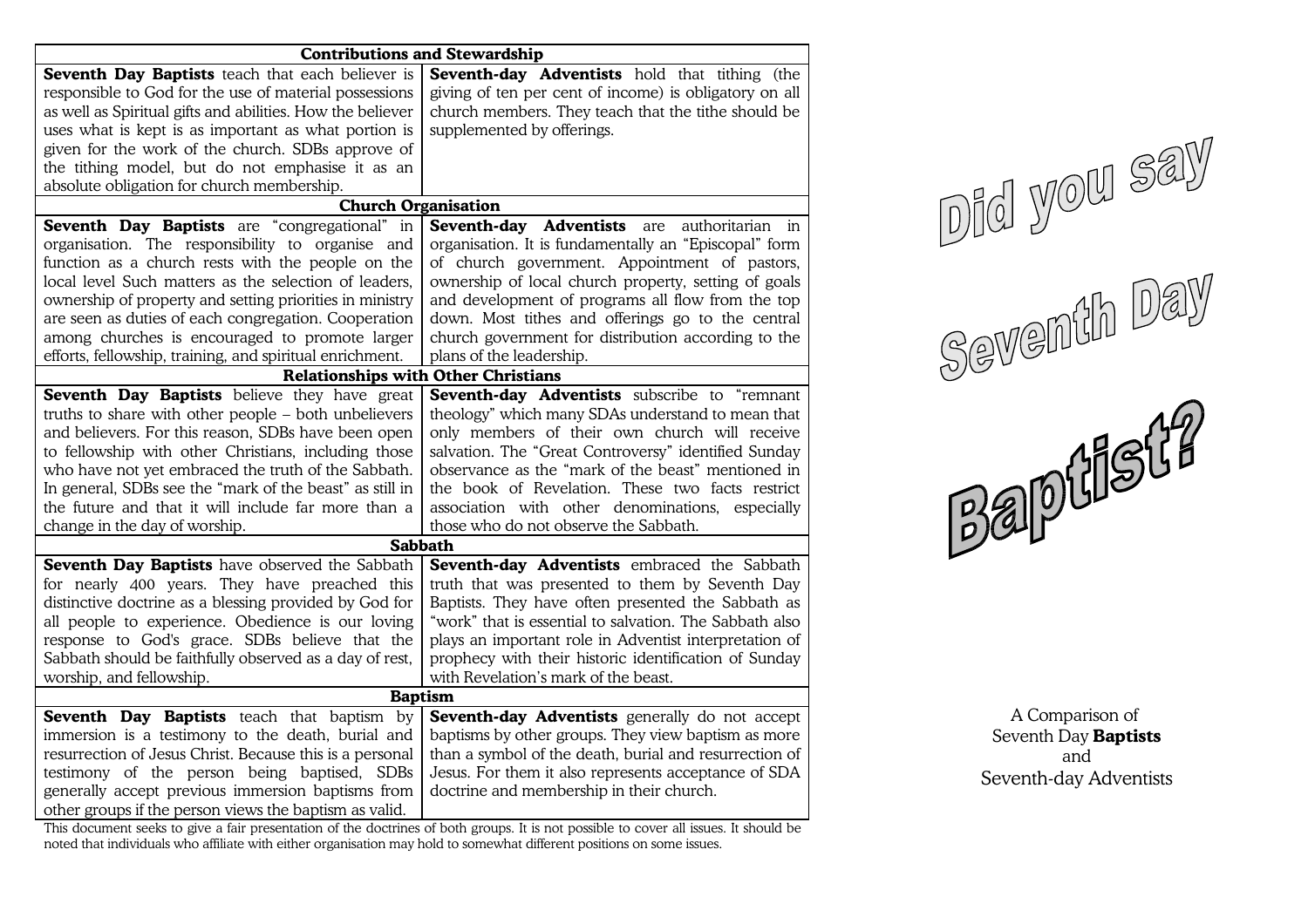| Contributions and Stewardship | |
|---|---|
| **Seventh Day Baptists** teach that each believer is responsible to God for the use of material possessions as well as Spiritual gifts and abilities. How the believer uses what is kept is as important as what portion is given for the work of the church. SDBs approve of the tithing model, but do not emphasise it as an absolute obligation for church membership. | **Seventh-day Adventists** hold that tithing (the giving of ten per cent of income) is obligatory on all church members. They teach that the tithe should be supplemented by offerings. |
| **Church Organisation** | |
| **Seventh Day Baptists** are "congregational" in organisation. The responsibility to organise and function as a church rests with the people on the local level Such matters as the selection of leaders, ownership of property and setting priorities in ministry are seen as duties of each congregation. Cooperation among churches is encouraged to promote larger efforts, fellowship, training, and spiritual enrichment. | **Seventh-day Adventists** are authoritarian in organisation. It is fundamentally an "Episcopal" form of church government. Appointment of pastors, ownership of local church property, setting of goals and development of programs all flow from the top down. Most tithes and offerings go to the central church government for distribution according to the plans of the leadership. |
| **Relationships with Other Christians** | |
| **Seventh Day Baptists** believe they have great truths to share with other people – both unbelievers and believers. For this reason, SDBs have been open to fellowship with other Christians, including those who have not yet embraced the truth of the Sabbath. In general, SDBs see the "mark of the beast" as still in the future and that it will include far more than a change in the day of worship. | **Seventh-day Adventists** subscribe to "remnant theology" which many SDAs understand to mean that only members of their own church will receive salvation. The "Great Controversy" identified Sunday observance as the "mark of the beast" mentioned in the book of Revelation. These two facts restrict association with other denominations, especially those who do not observe the Sabbath. |
| **Sabbath** | |
| **Seventh Day Baptists** have observed the Sabbath for nearly 400 years. They have preached this distinctive doctrine as a blessing provided by God for all people to experience. Obedience is our loving response to God's grace. SDBs believe that the Sabbath should be faithfully observed as a day of rest, worship, and fellowship. | **Seventh-day Adventists** embraced the Sabbath truth that was presented to them by Seventh Day Baptists. They have often presented the Sabbath as "work" that is essential to salvation. The Sabbath also plays an important role in Adventist interpretation of prophecy with their historic identification of Sunday with Revelation's mark of the beast. |
| **Baptism** | |
| **Seventh Day Baptists** teach that baptism by immersion is a testimony to the death, burial and resurrection of Jesus Christ. Because this is a personal testimony of the person being baptised, SDBs generally accept previous immersion baptisms from other groups if the person views the baptism as valid. | **Seventh-day Adventists** generally do not accept baptisms by other groups. They view baptism as more than a symbol of the death, burial and resurrection of Jesus. For them it also represents acceptance of SDA doctrine and membership in their church. |

This document seeks to give a fair presentation of the doctrines of both groups. It is not possible to cover all issues. It should be noted that individuals who affiliate with either organisation may hold to somewhat different positions on some issues.

# Did you say Seventh Day Baptist?

A Comparison of
Seventh Day **Baptists**
and
Seventh-day Adventists